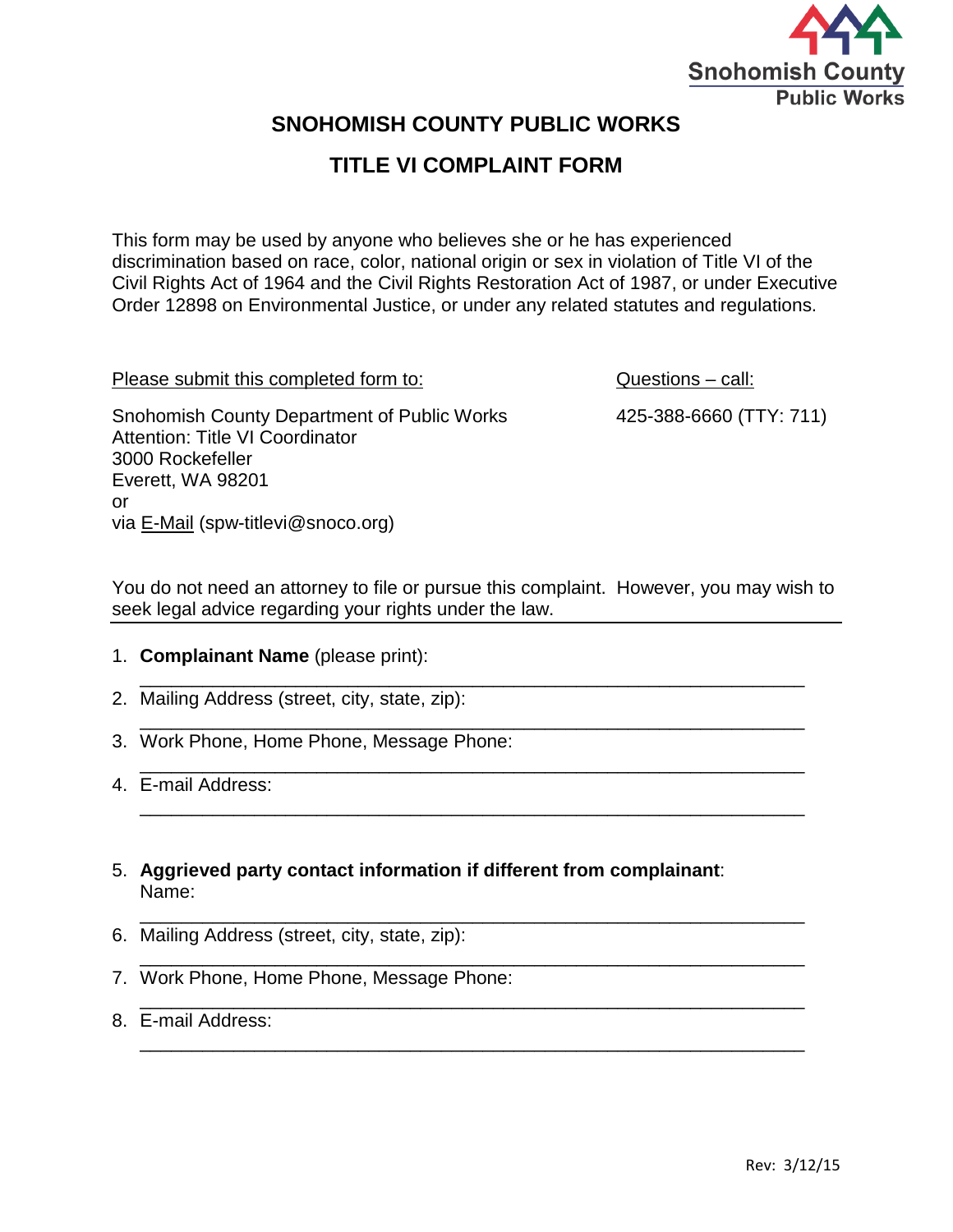Snohomish County Public Works

# SNOHOMISH COUNTY PUBLIC WORKS

## TITLE VI COMPLAINT FORM

This form may be used by anyone who believes she or he has experienced discrimination based on race, color, national origin or sex in violation of Title VI of the Civil Rights Act of 1964 and the Civil Rights Restoration Act of 1987, or under Executive Order 12898 on Environmental Justice, or under any related statutes and regulations.

Please submit this completed form to:

Snohomish County Department of Public Works
Attention: Title VI Coordinator
3000 Rockefeller
Everett, WA 98201
or
via E-Mail (spw-titlevi@snoco.org)

Questions – call:

425-388-6660 (TTY: 711)

You do not need an attorney to file or pursue this complaint. However, you may wish to seek legal advice regarding your rights under the law.

1. **Complainant Name** (please print):
   ____________________________________________________________
2. Mailing Address (street, city, state, zip):
   ____________________________________________________________
3. Work Phone, Home Phone, Message Phone:
   ____________________________________________________________
4. E-mail Address:
   ____________________________________________________________

5. **Aggrieved party contact information if different from complainant**:
   Name:
   ____________________________________________________________
6. Mailing Address (street, city, state, zip):
   ____________________________________________________________
7. Work Phone, Home Phone, Message Phone:
   ____________________________________________________________
8. E-mail Address:
   ____________________________________________________________

Rev: 3/12/15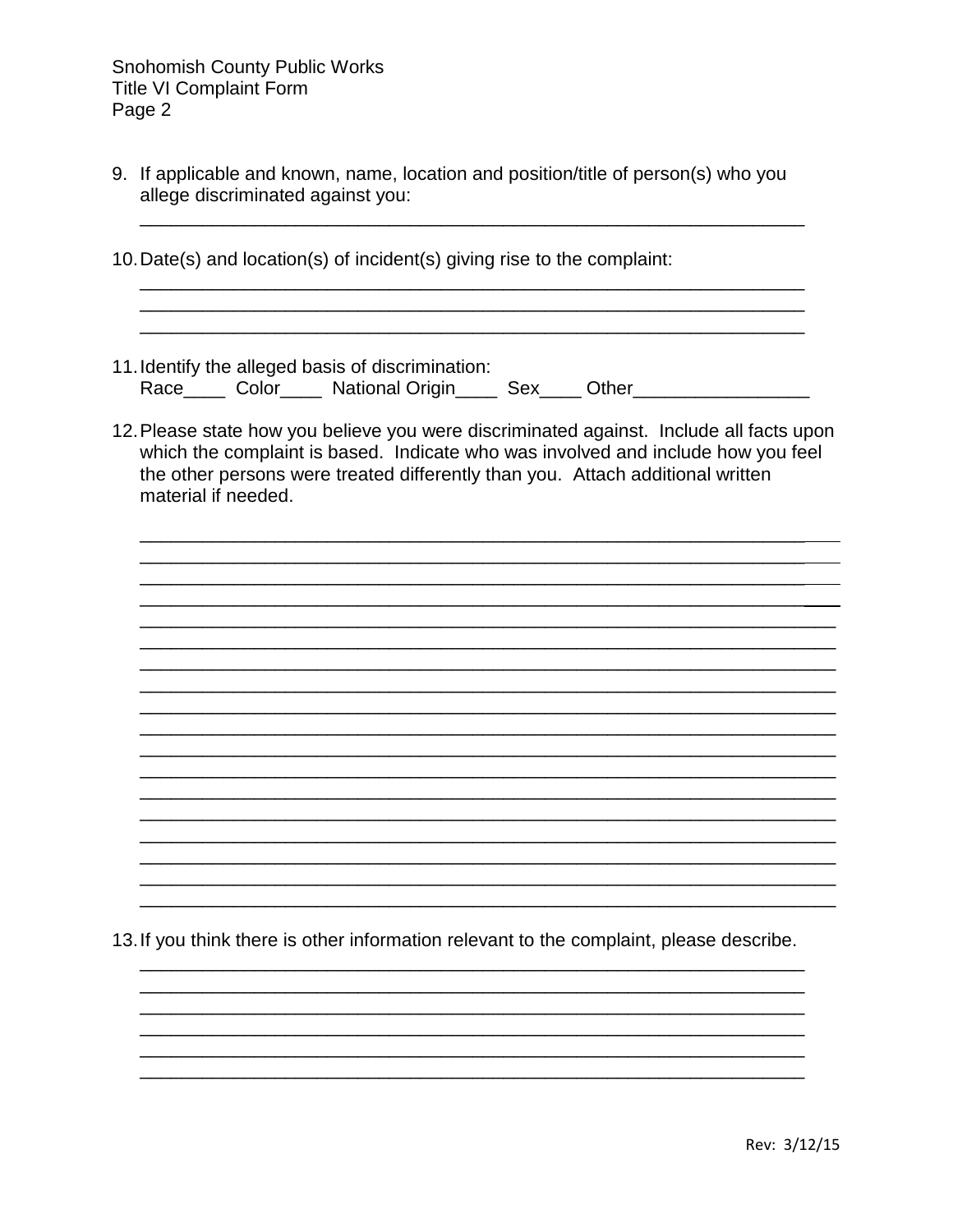9. If applicable and known, name, location and position/title of person(s) who you allege discriminated against you:

   ______________________________________________________________

10. Date(s) and location(s) of incident(s) giving rise to the complaint:

    ______________________________________________________________
    ______________________________________________________________
    ______________________________________________________________

11. Identify the alleged basis of discrimination:
    Race____ Color____ National Origin____ Sex____ Other_________________

12. Please state how you believe you were discriminated against. Include all facts upon which the complaint is based. Indicate who was involved and include how you feel the other persons were treated differently than you. Attach additional written material if needed.

    ______________________________________________________________
    ______________________________________________________________
    ______________________________________________________________
    ______________________________________________________________
    ______________________________________________________________
    ______________________________________________________________
    ______________________________________________________________
    ______________________________________________________________
    ______________________________________________________________
    ______________________________________________________________
    ______________________________________________________________
    ______________________________________________________________
    ______________________________________________________________
    ______________________________________________________________
    ______________________________________________________________
    ______________________________________________________________
    ______________________________________________________________
    ______________________________________________________________

13. If you think there is other information relevant to the complaint, please describe.

    ______________________________________________________________
    ______________________________________________________________
    ______________________________________________________________
    ______________________________________________________________
    ______________________________________________________________
    ______________________________________________________________

Rev: 3/12/15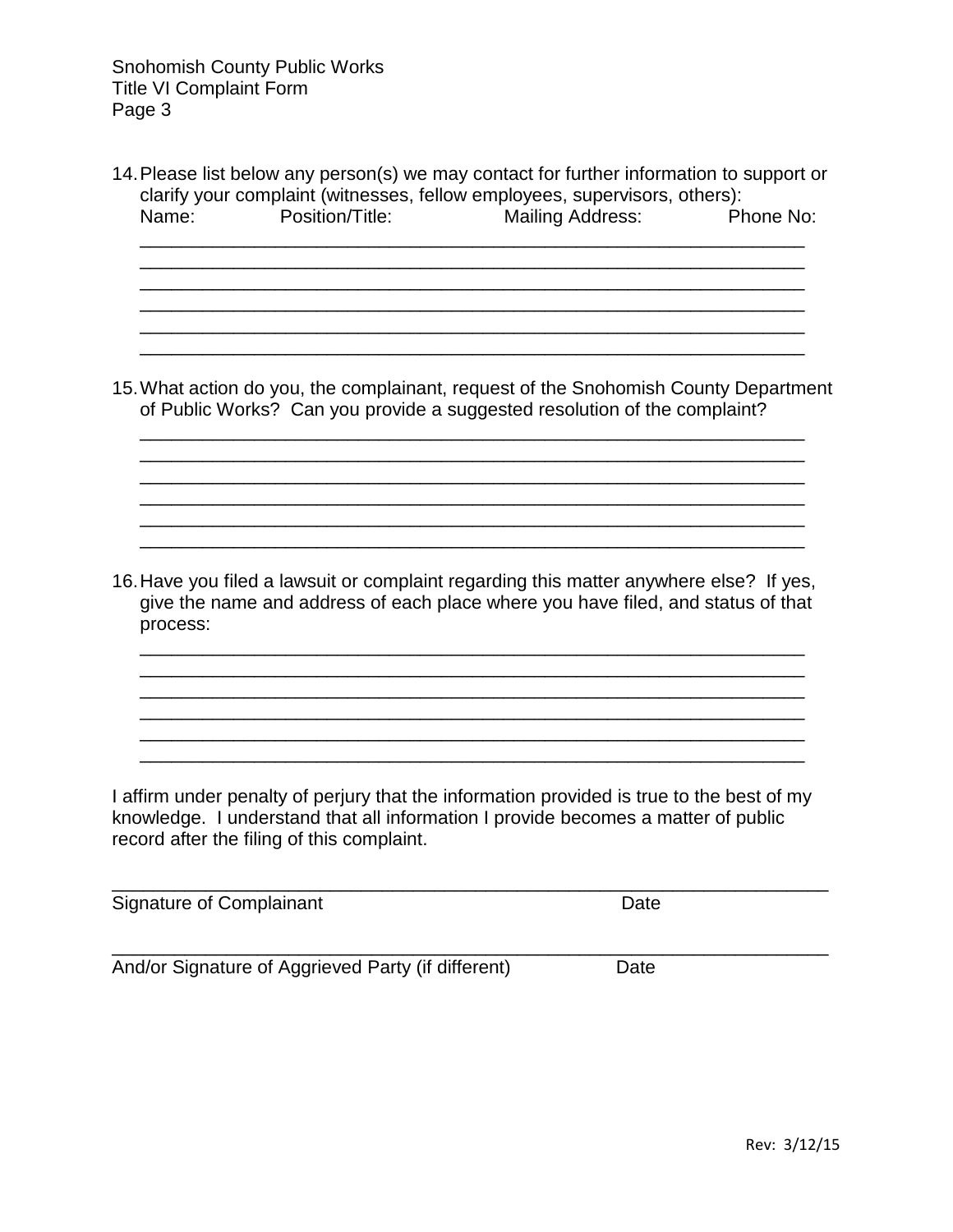14. Please list below any person(s) we may contact for further information to support or clarify your complaint (witnesses, fellow employees, supervisors, others):
    Name: Position/Title: Mailing Address: Phone No:

    ___________________________________________________________________
    ___________________________________________________________________
    ___________________________________________________________________
    ___________________________________________________________________
    ___________________________________________________________________
    ___________________________________________________________________

15. What action do you, the complainant, request of the Snohomish County Department of Public Works? Can you provide a suggested resolution of the complaint?

    ___________________________________________________________________
    ___________________________________________________________________
    ___________________________________________________________________
    ___________________________________________________________________
    ___________________________________________________________________
    ___________________________________________________________________

16. Have you filed a lawsuit or complaint regarding this matter anywhere else? If yes, give the name and address of each place where you have filed, and status of that process:

    ___________________________________________________________________
    ___________________________________________________________________
    ___________________________________________________________________
    ___________________________________________________________________
    ___________________________________________________________________
    ___________________________________________________________________

I affirm under penalty of perjury that the information provided is true to the best of my knowledge. I understand that all information I provide becomes a matter of public record after the filing of this complaint.

_______________________________________________________________________
Signature of Complainant Date

_______________________________________________________________________
And/or Signature of Aggrieved Party (if different) Date

Rev: 3/12/15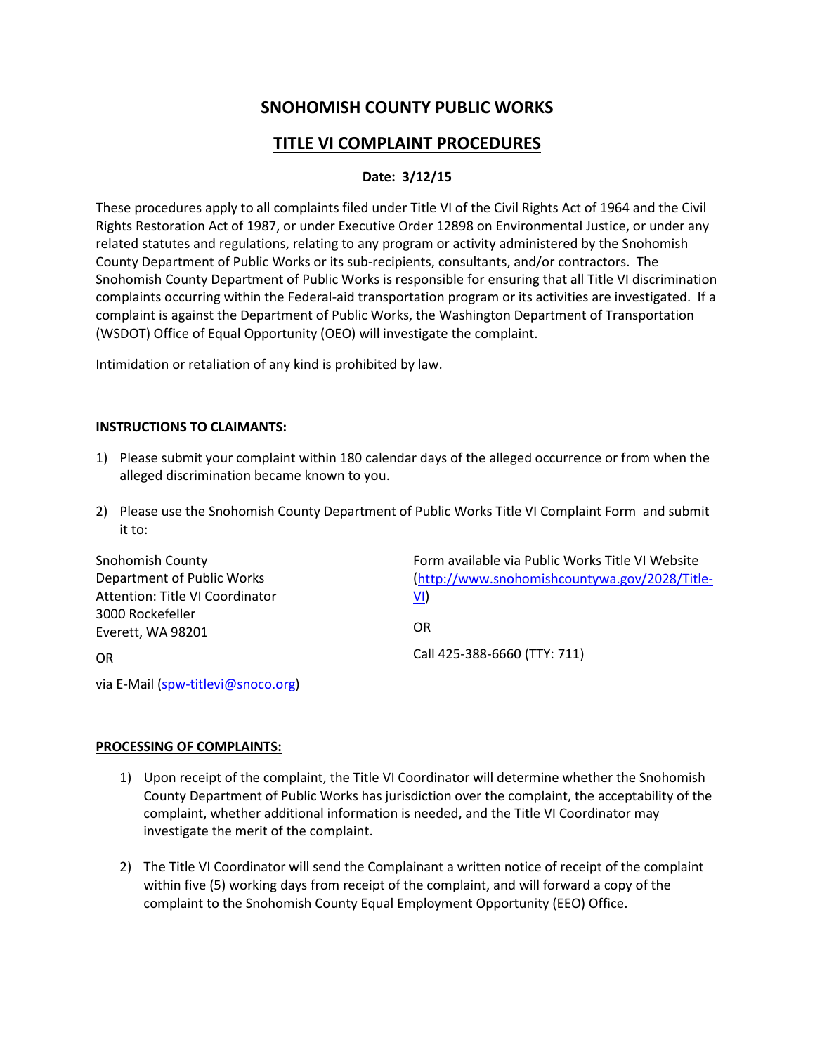# SNOHOMISH COUNTY PUBLIC WORKS

## TITLE VI COMPLAINT PROCEDURES

**Date: 3/12/15**

These procedures apply to all complaints filed under Title VI of the Civil Rights Act of 1964 and the Civil Rights Restoration Act of 1987, or under Executive Order 12898 on Environmental Justice, or under any related statutes and regulations, relating to any program or activity administered by the Snohomish County Department of Public Works or its sub-recipients, consultants, and/or contractors. The Snohomish County Department of Public Works is responsible for ensuring that all Title VI discrimination complaints occurring within the Federal-aid transportation program or its activities are investigated. If a complaint is against the Department of Public Works, the Washington Department of Transportation (WSDOT) Office of Equal Opportunity (OEO) will investigate the complaint.

Intimidation or retaliation of any kind is prohibited by law.

**INSTRUCTIONS TO CLAIMANTS:**

1) Please submit your complaint within 180 calendar days of the alleged occurrence or from when the alleged discrimination became known to you.

2) Please use the Snohomish County Department of Public Works Title VI Complaint Form and submit it to:

Snohomish County
Department of Public Works
Attention: Title VI Coordinator
3000 Rockefeller
Everett, WA 98201

OR

via E-Mail (spw-titlevi@snoco.org)

Form available via Public Works Title VI Website (http://www.snohomishcountywa.gov/2028/Title-VI)

OR

Call 425-388-6660 (TTY: 711)

**PROCESSING OF COMPLAINTS:**

1) Upon receipt of the complaint, the Title VI Coordinator will determine whether the Snohomish County Department of Public Works has jurisdiction over the complaint, the acceptability of the complaint, whether additional information is needed, and the Title VI Coordinator may investigate the merit of the complaint.

2) The Title VI Coordinator will send the Complainant a written notice of receipt of the complaint within five (5) working days from receipt of the complaint, and will forward a copy of the complaint to the Snohomish County Equal Employment Opportunity (EEO) Office.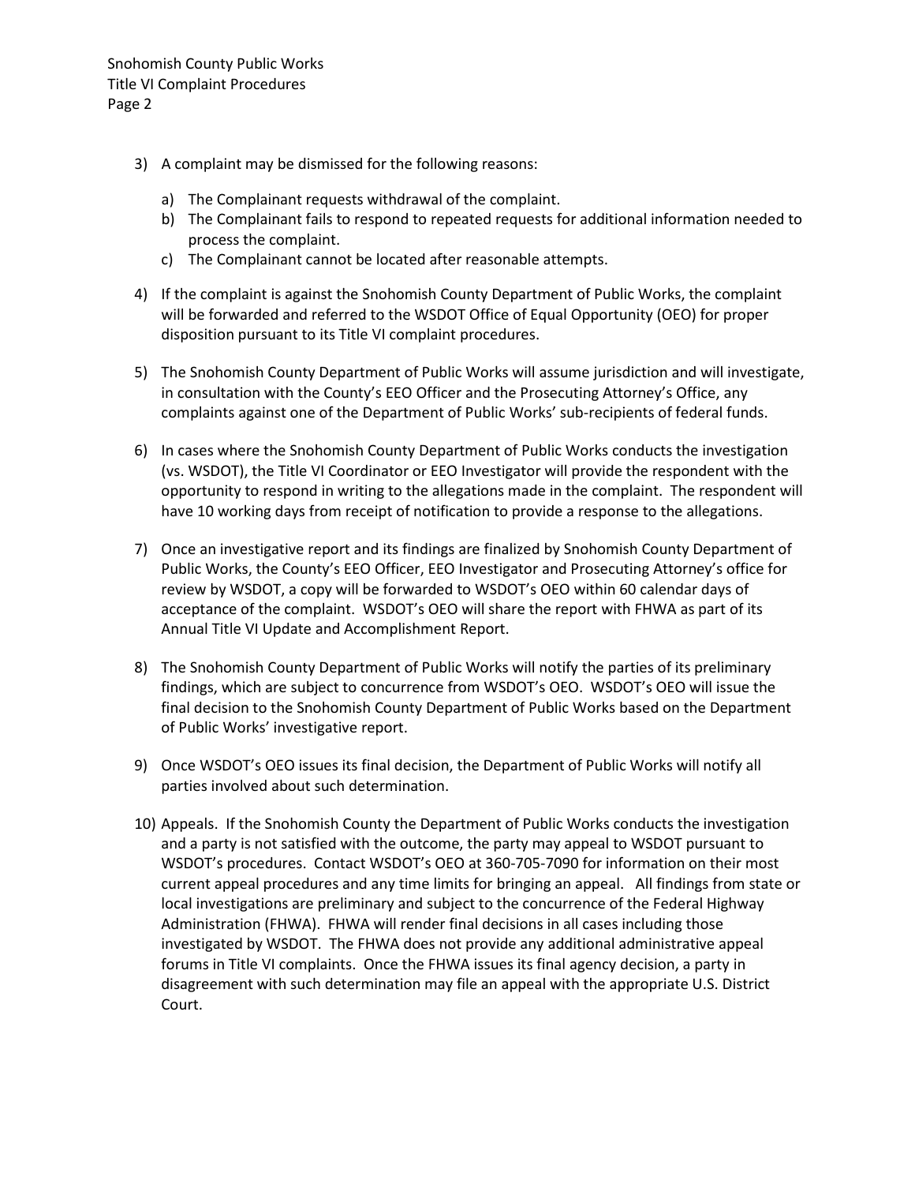3) A complaint may be dismissed for the following reasons:

   a) The Complainant requests withdrawal of the complaint.
   b) The Complainant fails to respond to repeated requests for additional information needed to process the complaint.
   c) The Complainant cannot be located after reasonable attempts.

4) If the complaint is against the Snohomish County Department of Public Works, the complaint will be forwarded and referred to the WSDOT Office of Equal Opportunity (OEO) for proper disposition pursuant to its Title VI complaint procedures.

5) The Snohomish County Department of Public Works will assume jurisdiction and will investigate, in consultation with the County's EEO Officer and the Prosecuting Attorney's Office, any complaints against one of the Department of Public Works' sub-recipients of federal funds.

6) In cases where the Snohomish County Department of Public Works conducts the investigation (vs. WSDOT), the Title VI Coordinator or EEO Investigator will provide the respondent with the opportunity to respond in writing to the allegations made in the complaint. The respondent will have 10 working days from receipt of notification to provide a response to the allegations.

7) Once an investigative report and its findings are finalized by Snohomish County Department of Public Works, the County's EEO Officer, EEO Investigator and Prosecuting Attorney's office for review by WSDOT, a copy will be forwarded to WSDOT's OEO within 60 calendar days of acceptance of the complaint. WSDOT's OEO will share the report with FHWA as part of its Annual Title VI Update and Accomplishment Report.

8) The Snohomish County Department of Public Works will notify the parties of its preliminary findings, which are subject to concurrence from WSDOT's OEO. WSDOT's OEO will issue the final decision to the Snohomish County Department of Public Works based on the Department of Public Works' investigative report.

9) Once WSDOT's OEO issues its final decision, the Department of Public Works will notify all parties involved about such determination.

10) Appeals. If the Snohomish County the Department of Public Works conducts the investigation and a party is not satisfied with the outcome, the party may appeal to WSDOT pursuant to WSDOT's procedures. Contact WSDOT's OEO at 360-705-7090 for information on their most current appeal procedures and any time limits for bringing an appeal. All findings from state or local investigations are preliminary and subject to the concurrence of the Federal Highway Administration (FHWA). FHWA will render final decisions in all cases including those investigated by WSDOT. The FHWA does not provide any additional administrative appeal forums in Title VI complaints. Once the FHWA issues its final agency decision, a party in disagreement with such determination may file an appeal with the appropriate U.S. District Court.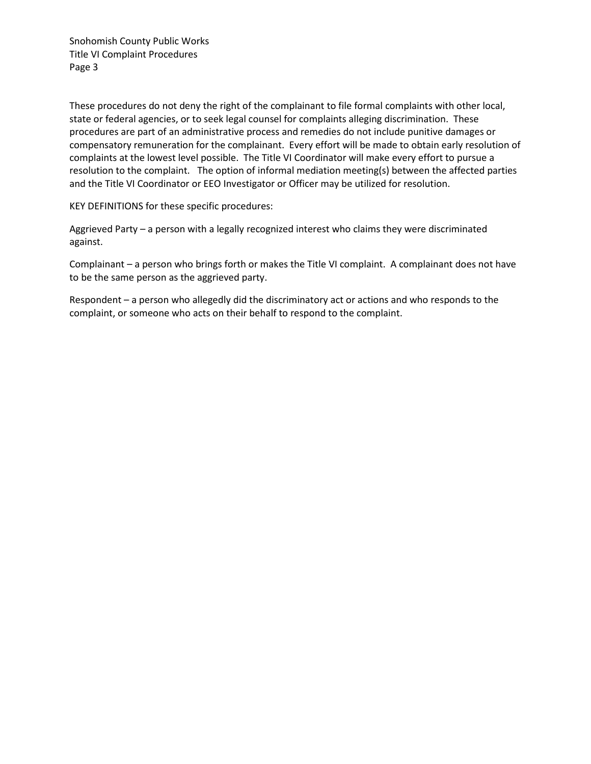These procedures do not deny the right of the complainant to file formal complaints with other local, state or federal agencies, or to seek legal counsel for complaints alleging discrimination. These procedures are part of an administrative process and remedies do not include punitive damages or compensatory remuneration for the complainant. Every effort will be made to obtain early resolution of complaints at the lowest level possible. The Title VI Coordinator will make every effort to pursue a resolution to the complaint. The option of informal mediation meeting(s) between the affected parties and the Title VI Coordinator or EEO Investigator or Officer may be utilized for resolution.

KEY DEFINITIONS for these specific procedures:

Aggrieved Party – a person with a legally recognized interest who claims they were discriminated against.

Complainant – a person who brings forth or makes the Title VI complaint. A complainant does not have to be the same person as the aggrieved party.

Respondent – a person who allegedly did the discriminatory act or actions and who responds to the complaint, or someone who acts on their behalf to respond to the complaint.